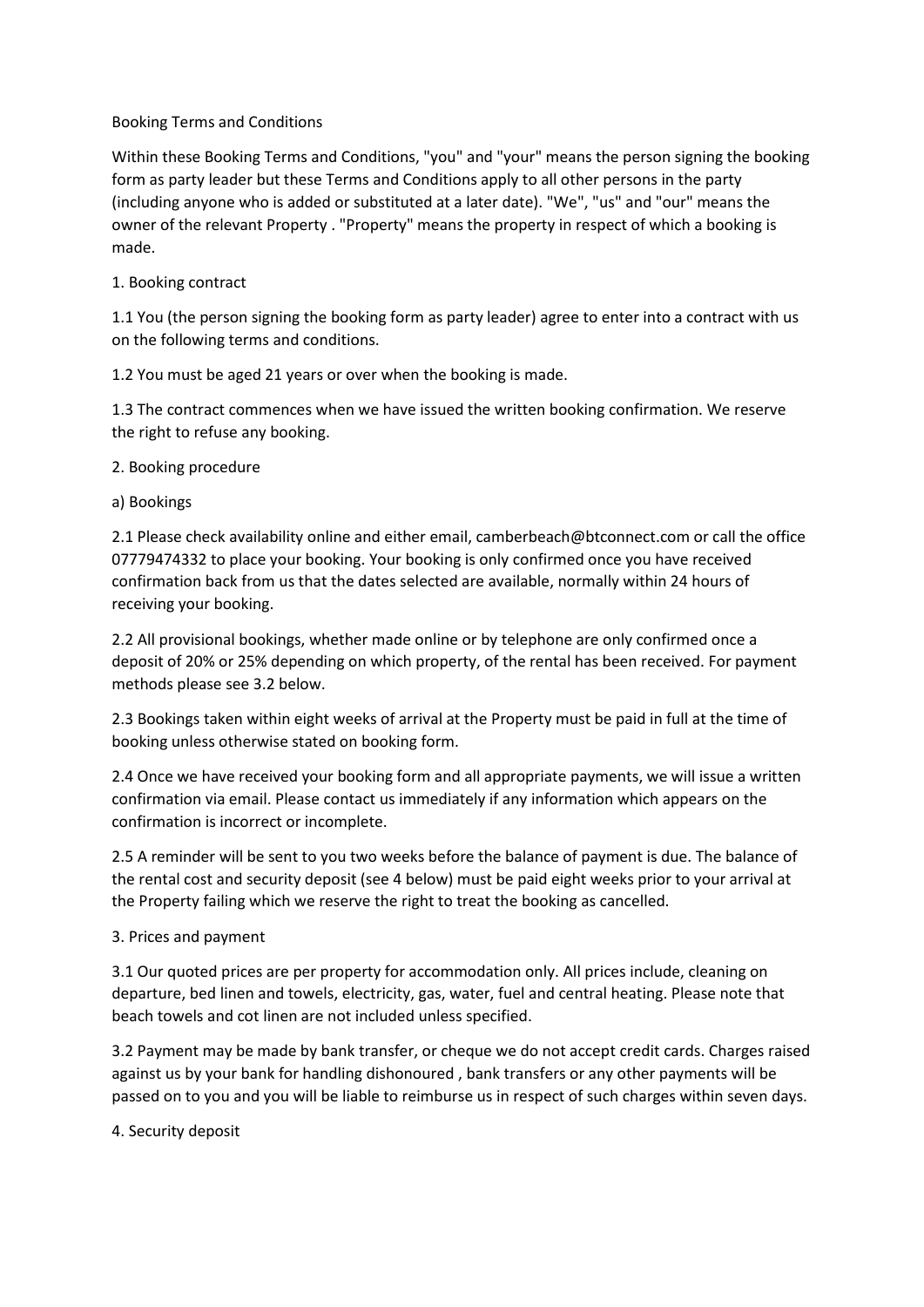# Booking Terms and Conditions

Within these Booking Terms and Conditions, "you" and "your" means the person signing the booking form as party leader but these Terms and Conditions apply to all other persons in the party (including anyone who is added or substituted at a later date). "We", "us" and "our" means the owner of the relevant Property . "Property" means the property in respect of which a booking is made.

## 1. Booking contract

1.1 You (the person signing the booking form as party leader) agree to enter into a contract with us on the following terms and conditions.

1.2 You must be aged 21 years or over when the booking is made.

1.3 The contract commences when we have issued the written booking confirmation. We reserve the right to refuse any booking.

## 2. Booking procedure

### a) Bookings

2.1 Please check availability online and either email, camberbeach@btconnect.com or call the office 07779474332 to place your booking. Your booking is only confirmed once you have received confirmation back from us that the dates selected are available, normally within 24 hours of receiving your booking.

2.2 All provisional bookings, whether made online or by telephone are only confirmed once a deposit of 20% or 25% depending on which property, of the rental has been received. For payment methods please see 3.2 below.

2.3 Bookings taken within eight weeks of arrival at the Property must be paid in full at the time of booking unless otherwise stated on booking form.

2.4 Once we have received your booking form and all appropriate payments, we will issue a written confirmation via email. Please contact us immediately if any information which appears on the confirmation is incorrect or incomplete.

2.5 A reminder will be sent to you two weeks before the balance of payment is due. The balance of the rental cost and security deposit (see 4 below) must be paid eight weeks prior to your arrival at the Property failing which we reserve the right to treat the booking as cancelled.

## 3. Prices and payment

3.1 Our quoted prices are per property for accommodation only. All prices include, cleaning on departure, bed linen and towels, electricity, gas, water, fuel and central heating. Please note that beach towels and cot linen are not included unless specified.

3.2 Payment may be made by bank transfer, or cheque we do not accept credit cards. Charges raised against us by your bank for handling dishonoured , bank transfers or any other payments will be passed on to you and you will be liable to reimburse us in respect of such charges within seven days.

## 4. Security deposit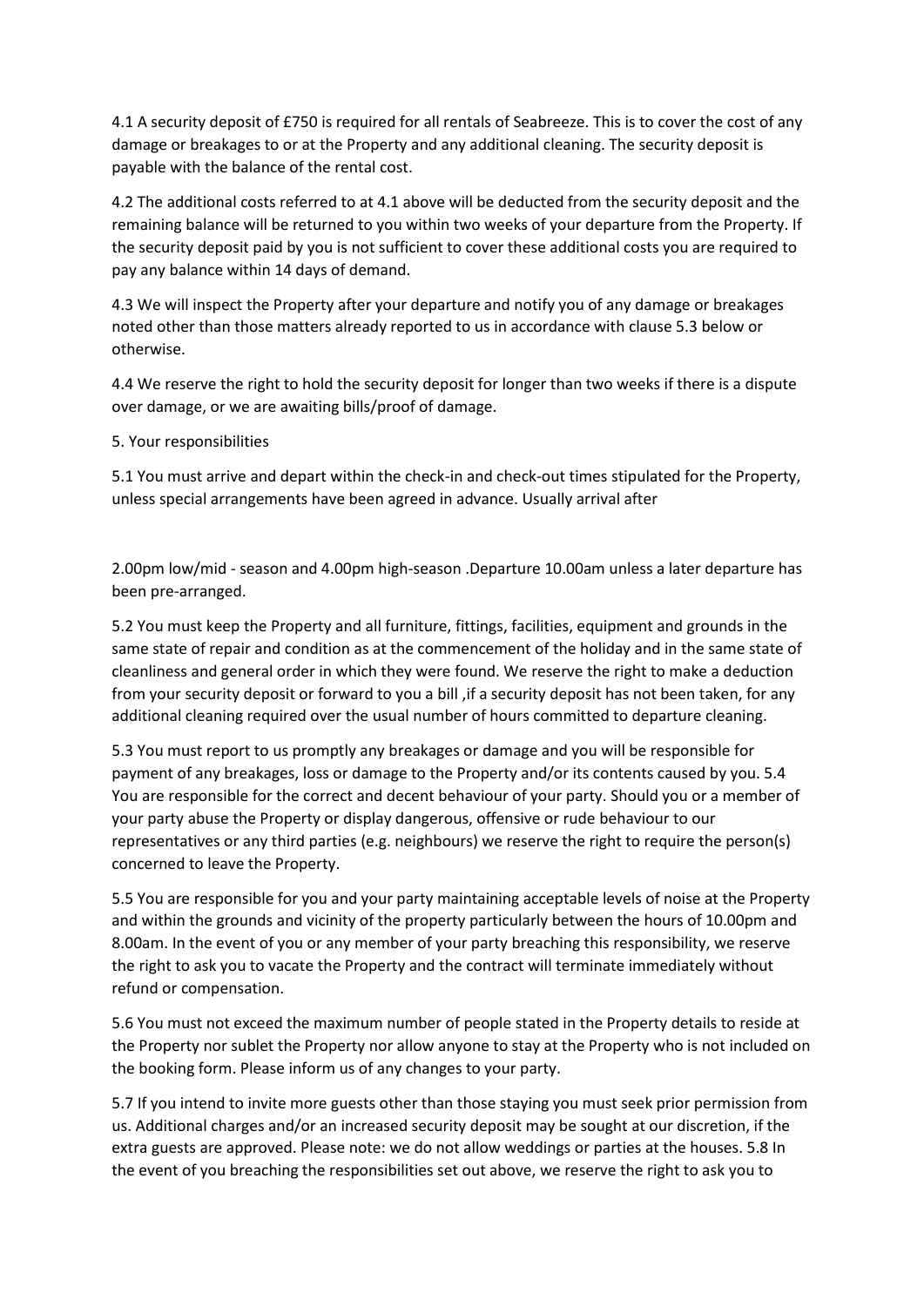4.1 A security deposit of £750 is required for all rentals of Seabreeze. This is to cover the cost of any damage or breakages to or at the Property and any additional cleaning. The security deposit is payable with the balance of the rental cost.

4.2 The additional costs referred to at 4.1 above will be deducted from the security deposit and the remaining balance will be returned to you within two weeks of your departure from the Property. If the security deposit paid by you is not sufficient to cover these additional costs you are required to pay any balance within 14 days of demand.

4.3 We will inspect the Property after your departure and notify you of any damage or breakages noted other than those matters already reported to us in accordance with clause 5.3 below or otherwise.

4.4 We reserve the right to hold the security deposit for longer than two weeks if there is a dispute over damage, or we are awaiting bills/proof of damage.

5. Your responsibilities

5.1 You must arrive and depart within the check-in and check-out times stipulated for the Property, unless special arrangements have been agreed in advance. Usually arrival after

2.00pm low/mid - season and 4.00pm high-season .Departure 10.00am unless a later departure has been pre-arranged.

5.2 You must keep the Property and all furniture, fittings, facilities, equipment and grounds in the same state of repair and condition as at the commencement of the holiday and in the same state of cleanliness and general order in which they were found. We reserve the right to make a deduction from your security deposit or forward to you a bill ,if a security deposit has not been taken, for any additional cleaning required over the usual number of hours committed to departure cleaning.

5.3 You must report to us promptly any breakages or damage and you will be responsible for payment of any breakages, loss or damage to the Property and/or its contents caused by you. 5.4 You are responsible for the correct and decent behaviour of your party. Should you or a member of your party abuse the Property or display dangerous, offensive or rude behaviour to our representatives or any third parties (e.g. neighbours) we reserve the right to require the person(s) concerned to leave the Property.

5.5 You are responsible for you and your party maintaining acceptable levels of noise at the Property and within the grounds and vicinity of the property particularly between the hours of 10.00pm and 8.00am. In the event of you or any member of your party breaching this responsibility, we reserve the right to ask you to vacate the Property and the contract will terminate immediately without refund or compensation.

5.6 You must not exceed the maximum number of people stated in the Property details to reside at the Property nor sublet the Property nor allow anyone to stay at the Property who is not included on the booking form. Please inform us of any changes to your party.

5.7 If you intend to invite more guests other than those staying you must seek prior permission from us. Additional charges and/or an increased security deposit may be sought at our discretion, if the extra guests are approved. Please note: we do not allow weddings or parties at the houses. 5.8 In the event of you breaching the responsibilities set out above, we reserve the right to ask you to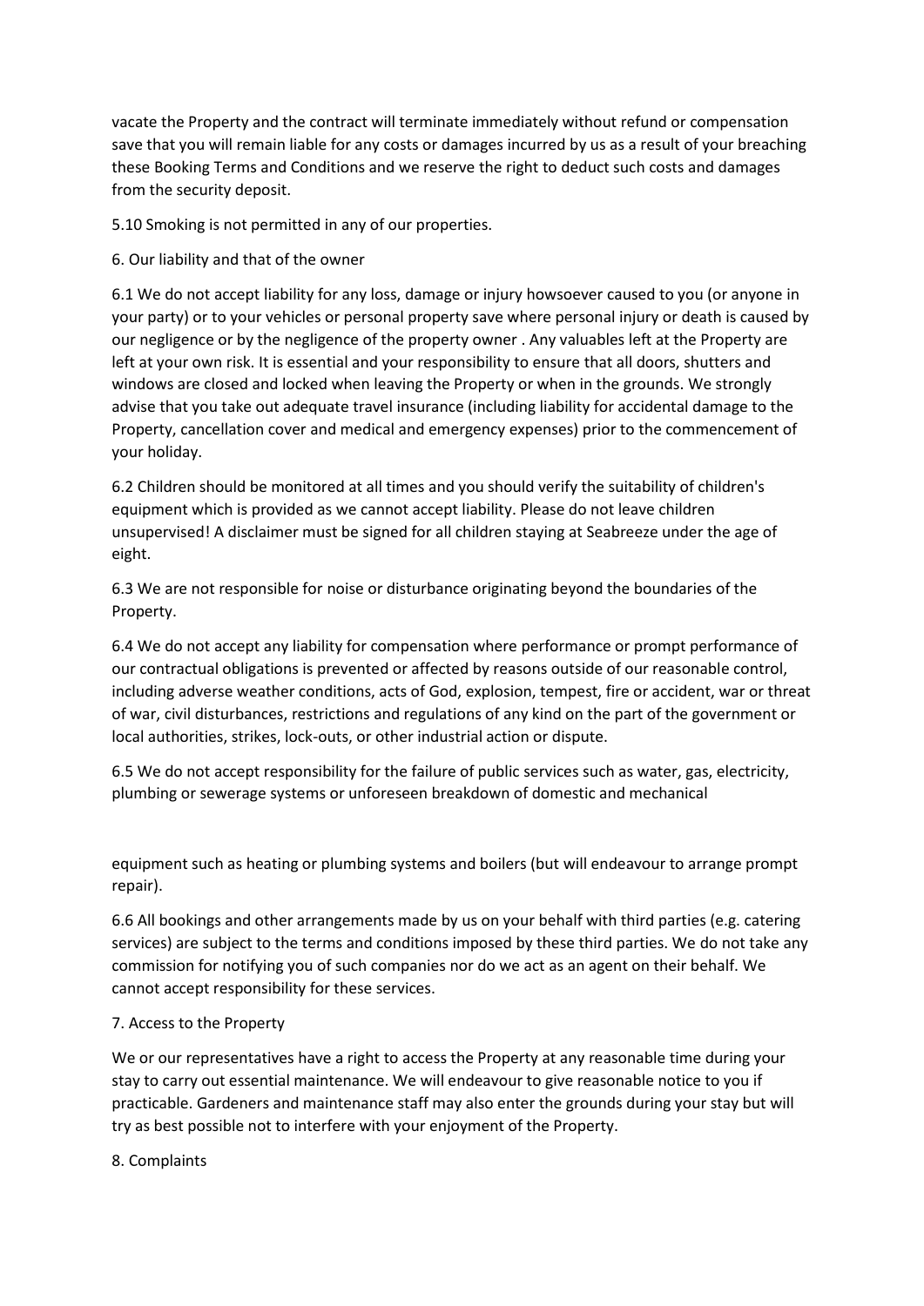vacate the Property and the contract will terminate immediately without refund or compensation save that you will remain liable for any costs or damages incurred by us as a result of your breaching these Booking Terms and Conditions and we reserve the right to deduct such costs and damages from the security deposit.

5.10 Smoking is not permitted in any of our properties.

## 6. Our liability and that of the owner

6.1 We do not accept liability for any loss, damage or injury howsoever caused to you (or anyone in your party) or to your vehicles or personal property save where personal injury or death is caused by our negligence or by the negligence of the property owner . Any valuables left at the Property are left at your own risk. It is essential and your responsibility to ensure that all doors, shutters and windows are closed and locked when leaving the Property or when in the grounds. We strongly advise that you take out adequate travel insurance (including liability for accidental damage to the Property, cancellation cover and medical and emergency expenses) prior to the commencement of your holiday.

6.2 Children should be monitored at all times and you should verify the suitability of children's equipment which is provided as we cannot accept liability. Please do not leave children unsupervised! A disclaimer must be signed for all children staying at Seabreeze under the age of eight.

6.3 We are not responsible for noise or disturbance originating beyond the boundaries of the Property.

6.4 We do not accept any liability for compensation where performance or prompt performance of our contractual obligations is prevented or affected by reasons outside of our reasonable control, including adverse weather conditions, acts of God, explosion, tempest, fire or accident, war or threat of war, civil disturbances, restrictions and regulations of any kind on the part of the government or local authorities, strikes, lock-outs, or other industrial action or dispute.

6.5 We do not accept responsibility for the failure of public services such as water, gas, electricity, plumbing or sewerage systems or unforeseen breakdown of domestic and mechanical equipment such as heating or plumbing systems and boilers (but will endeavour to arrange prompt repair).

6.6 All bookings and other arrangements made by us on your behalf with third parties (e.g. catering services) are subject to the terms and conditions imposed by these third parties. We do not take any commission for notifying you of such companies nor do we act as an agent on their behalf. We cannot accept responsibility for these services.

## 7. Access to the Property

We or our representatives have a right to access the Property at any reasonable time during your stay to carry out essential maintenance. We will endeavour to give reasonable notice to you if practicable. Gardeners and maintenance staff may also enter the grounds during your stay but will try as best possible not to interfere with your enjoyment of the Property.

## 8. Complaints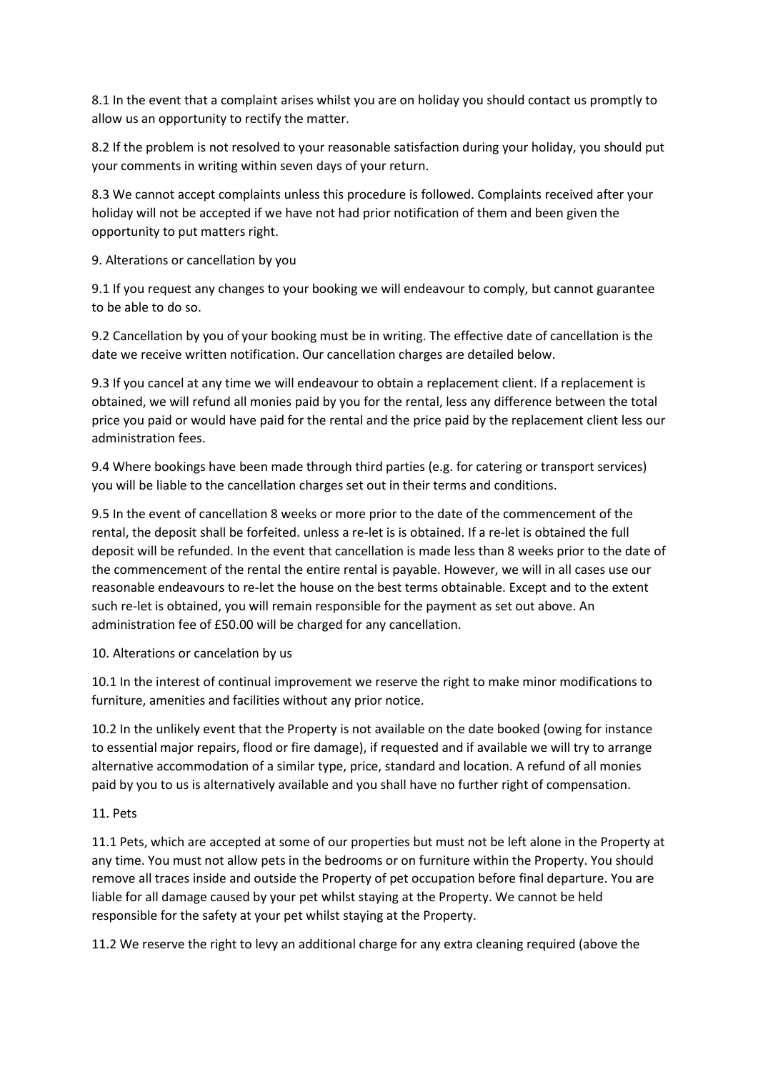8.1 In the event that a complaint arises whilst you are on holiday you should contact us promptly to allow us an opportunity to rectify the matter.

8.2 If the problem is not resolved to your reasonable satisfaction during your holiday, you should put your comments in writing within seven days of your return.

8.3 We cannot accept complaints unless this procedure is followed. Complaints received after your holiday will not be accepted if we have not had prior notification of them and been given the opportunity to put matters right.

## 9. Alterations or cancellation by you

9.1 If you request any changes to your booking we will endeavour to comply, but cannot guarantee to be able to do so.

9.2 Cancellation by you of your booking must be in writing. The effective date of cancellation is the date we receive written notification. Our cancellation charges are detailed below.

9.3 If you cancel at any time we will endeavour to obtain a replacement client. If a replacement is obtained, we will refund all monies paid by you for the rental, less any difference between the total price you paid or would have paid for the rental and the price paid by the replacement client less our administration fees.

9.4 Where bookings have been made through third parties (e.g. for catering or transport services) you will be liable to the cancellation charges set out in their terms and conditions.

9.5 In the event of cancellation 8 weeks or more prior to the date of the commencement of the rental, the deposit shall be forfeited. unless a re-let is is obtained. If a re-let is obtained the full deposit will be refunded. In the event that cancellation is made less than 8 weeks prior to the date of the commencement of the rental the entire rental is payable. However, we will in all cases use our reasonable endeavours to re-let the house on the best terms obtainable. Except and to the extent such re-let is obtained, you will remain responsible for the payment as set out above. An administration fee of £50.00 will be charged for any cancellation.

## 10. Alterations or cancelation by us

10.1 In the interest of continual improvement we reserve the right to make minor modifications to furniture, amenities and facilities without any prior notice.

10.2 In the unlikely event that the Property is not available on the date booked (owing for instance to essential major repairs, flood or fire damage), if requested and if available we will try to arrange alternative accommodation of a similar type, price, standard and location. A refund of all monies paid by you to us is alternatively available and you shall have no further right of compensation.

## 11. Pets

11.1 Pets, which are accepted at some of our properties but must not be left alone in the Property at any time. You must not allow pets in the bedrooms or on furniture within the Property. You should remove all traces inside and outside the Property of pet occupation before final departure. You are liable for all damage caused by your pet whilst staying at the Property. We cannot be held responsible for the safety at your pet whilst staying at the Property.

11.2 We reserve the right to levy an additional charge for any extra cleaning required (above the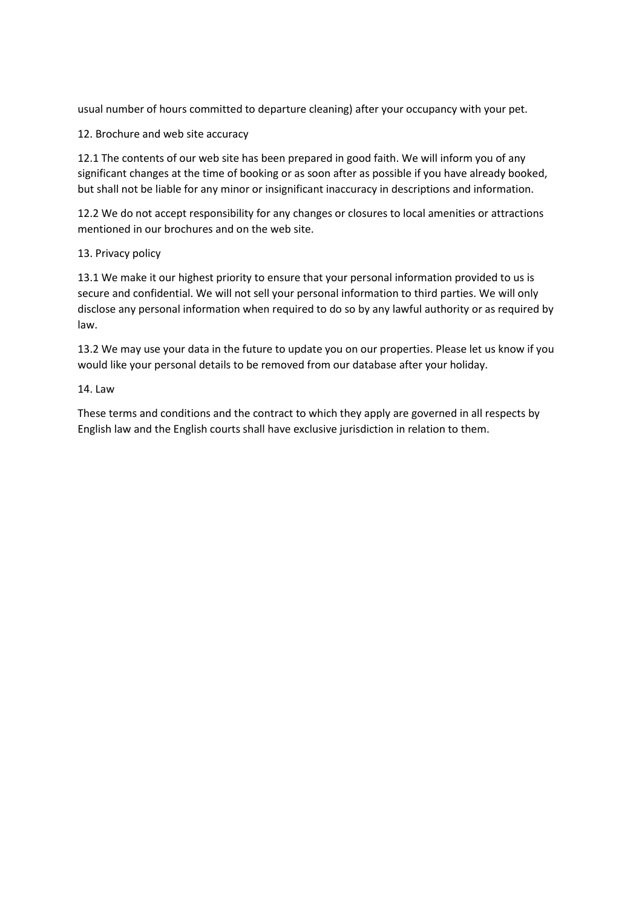usual number of hours committed to departure cleaning) after your occupancy with your pet.

## 12. Brochure and web site accuracy

12.1 The contents of our web site has been prepared in good faith. We will inform you of any significant changes at the time of booking or as soon after as possible if you have already booked, but shall not be liable for any minor or insignificant inaccuracy in descriptions and information.

12.2 We do not accept responsibility for any changes or closures to local amenities or attractions mentioned in our brochures and on the web site.

## 13. Privacy policy

13.1 We make it our highest priority to ensure that your personal information provided to us is secure and confidential. We will not sell your personal information to third parties. We will only disclose any personal information when required to do so by any lawful authority or as required by law.

13.2 We may use your data in the future to update you on our properties. Please let us know if you would like your personal details to be removed from our database after your holiday.

## 14. Law

These terms and conditions and the contract to which they apply are governed in all respects by English law and the English courts shall have exclusive jurisdiction in relation to them.